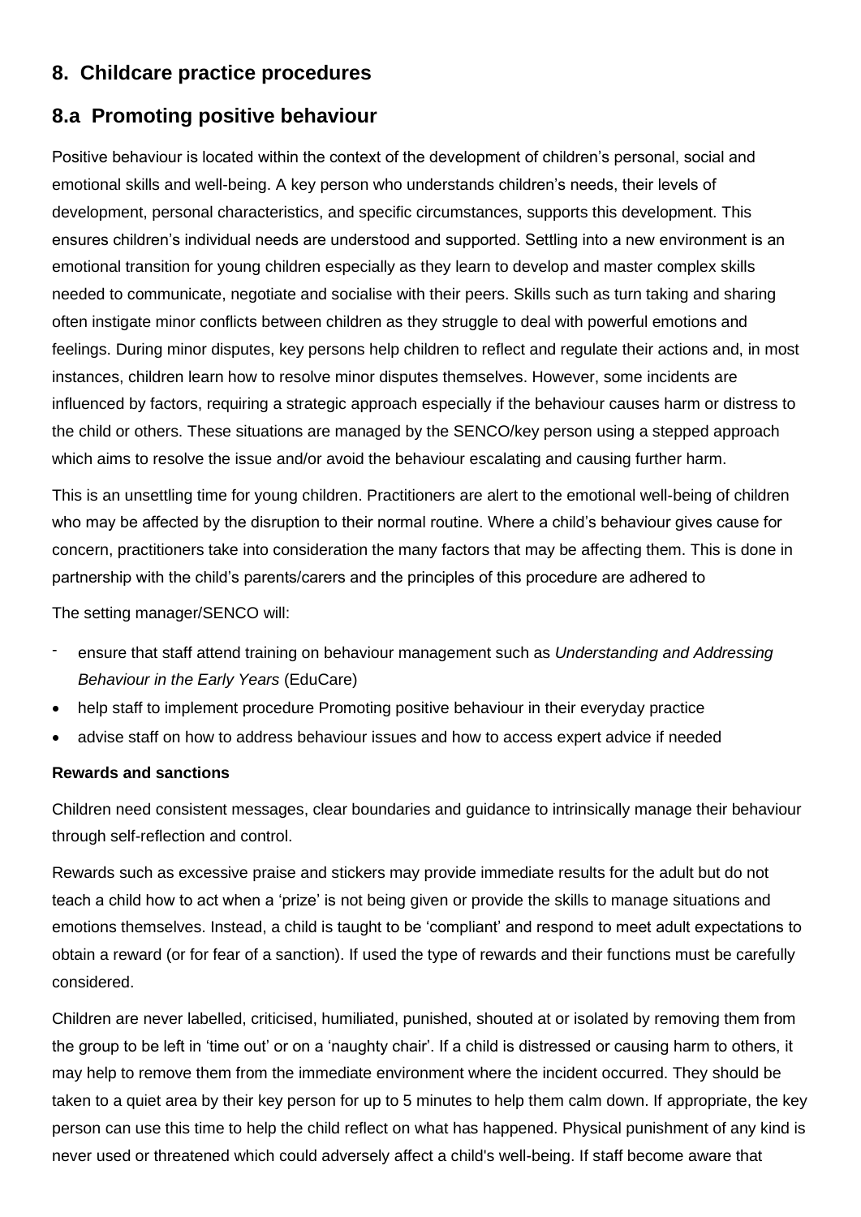## 8. Childcare practice procedures

## 8.a Promoting positive behaviour

Positive behaviour is located within the context of the development of children's personal, social and emotional skills and well-being. A key person who understands children's needs, their levels of development, personal characteristics, and specific circumstances, supports this development. This ensures children's individual needs are understood and supported. Settling into a new environment is an emotional transition for young children especially as they learn to develop and master complex skills needed to communicate, negotiate and socialise with their peers. Skills such as turn taking and sharing often instigate minor conflicts between children as they struggle to deal with powerful emotions and feelings. During minor disputes, key persons help children to reflect and regulate their actions and, in most instances, children learn how to resolve minor disputes themselves. However, some incidents are influenced by factors, requiring a strategic approach especially if the behaviour causes harm or distress to the child or others. These situations are managed by the SENCO/key person using a stepped approach which aims to resolve the issue and/or avoid the behaviour escalating and causing further harm.

This is an unsettling time for young children. Practitioners are alert to the emotional well-being of children who may be affected by the disruption to their normal routine. Where a child's behaviour gives cause for concern, practitioners take into consideration the many factors that may be affecting them. This is done in partnership with the child's parents/carers and the principles of this procedure are adhered to

The setting manager/SENCO will:

- ensure that staff attend training on behaviour management such as *Understanding and Addressing Behaviour in the Early Years* (EduCare)
- help staff to implement procedure Promoting positive behaviour in their everyday practice
- advise staff on how to address behaviour issues and how to access expert advice if needed

**Rewards and sanctions**

Children need consistent messages, clear boundaries and guidance to intrinsically manage their behaviour through self-reflection and control.

Rewards such as excessive praise and stickers may provide immediate results for the adult but do not teach a child how to act when a 'prize' is not being given or provide the skills to manage situations and emotions themselves. Instead, a child is taught to be 'compliant' and respond to meet adult expectations to obtain a reward (or for fear of a sanction). If used the type of rewards and their functions must be carefully considered.

Children are never labelled, criticised, humiliated, punished, shouted at or isolated by removing them from the group to be left in 'time out' or on a 'naughty chair'. If a child is distressed or causing harm to others, it may help to remove them from the immediate environment where the incident occurred. They should be taken to a quiet area by their key person for up to 5 minutes to help them calm down. If appropriate, the key person can use this time to help the child reflect on what has happened. Physical punishment of any kind is never used or threatened which could adversely affect a child's well-being. If staff become aware that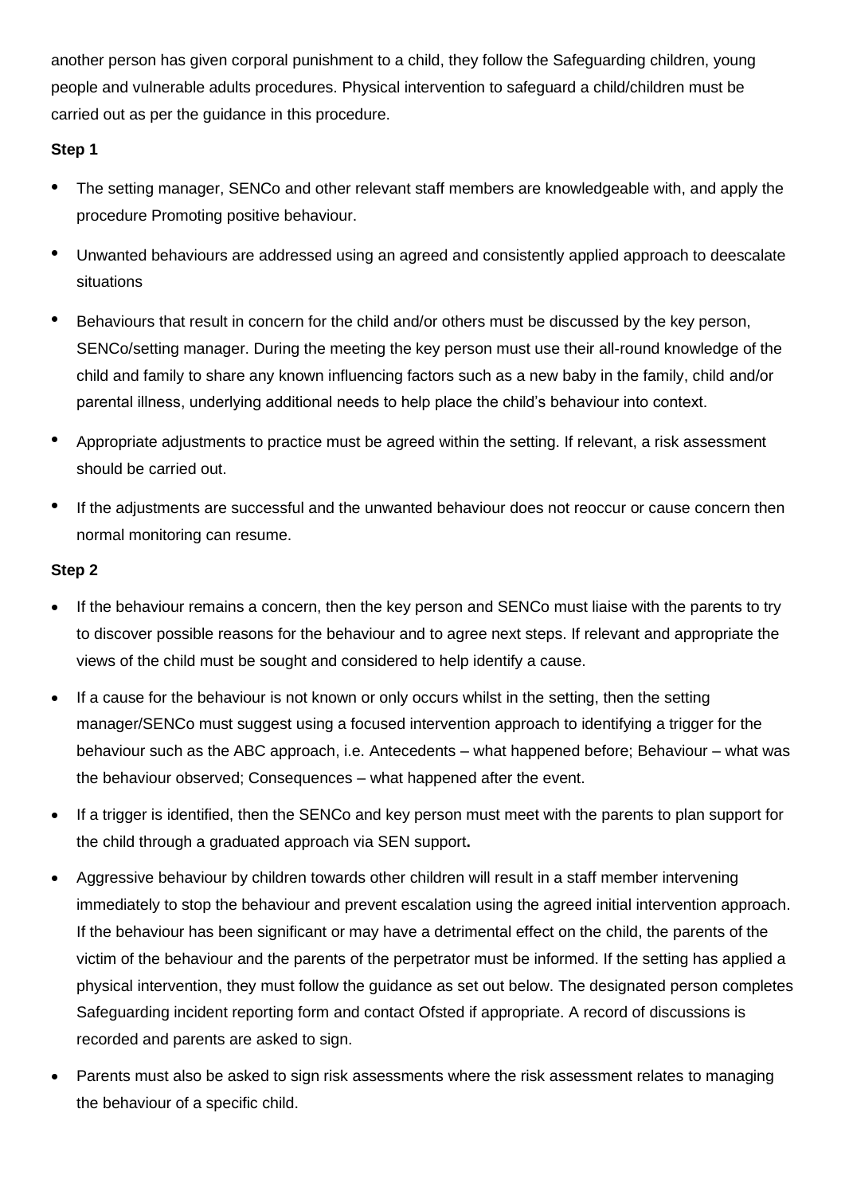another person has given corporal punishment to a child, they follow the Safeguarding children, young people and vulnerable adults procedures. Physical intervention to safeguard a child/children must be carried out as per the guidance in this procedure.

**Step 1**

- The setting manager, SENCo and other relevant staff members are knowledgeable with, and apply the procedure Promoting positive behaviour.
- Unwanted behaviours are addressed using an agreed and consistently applied approach to deescalate situations
- Behaviours that result in concern for the child and/or others must be discussed by the key person, SENCo/setting manager. During the meeting the key person must use their all-round knowledge of the child and family to share any known influencing factors such as a new baby in the family, child and/or parental illness, underlying additional needs to help place the child's behaviour into context.
- Appropriate adjustments to practice must be agreed within the setting. If relevant, a risk assessment should be carried out.
- If the adjustments are successful and the unwanted behaviour does not reoccur or cause concern then normal monitoring can resume.

**Step 2**

- If the behaviour remains a concern, then the key person and SENCo must liaise with the parents to try to discover possible reasons for the behaviour and to agree next steps. If relevant and appropriate the views of the child must be sought and considered to help identify a cause.
- If a cause for the behaviour is not known or only occurs whilst in the setting, then the setting manager/SENCo must suggest using a focused intervention approach to identifying a trigger for the behaviour such as the ABC approach, i.e. Antecedents – what happened before; Behaviour – what was the behaviour observed; Consequences – what happened after the event.
- If a trigger is identified, then the SENCo and key person must meet with the parents to plan support for the child through a graduated approach via SEN support**.**
- Aggressive behaviour by children towards other children will result in a staff member intervening immediately to stop the behaviour and prevent escalation using the agreed initial intervention approach. If the behaviour has been significant or may have a detrimental effect on the child, the parents of the victim of the behaviour and the parents of the perpetrator must be informed. If the setting has applied a physical intervention, they must follow the guidance as set out below. The designated person completes Safeguarding incident reporting form and contact Ofsted if appropriate. A record of discussions is recorded and parents are asked to sign.
- Parents must also be asked to sign risk assessments where the risk assessment relates to managing the behaviour of a specific child.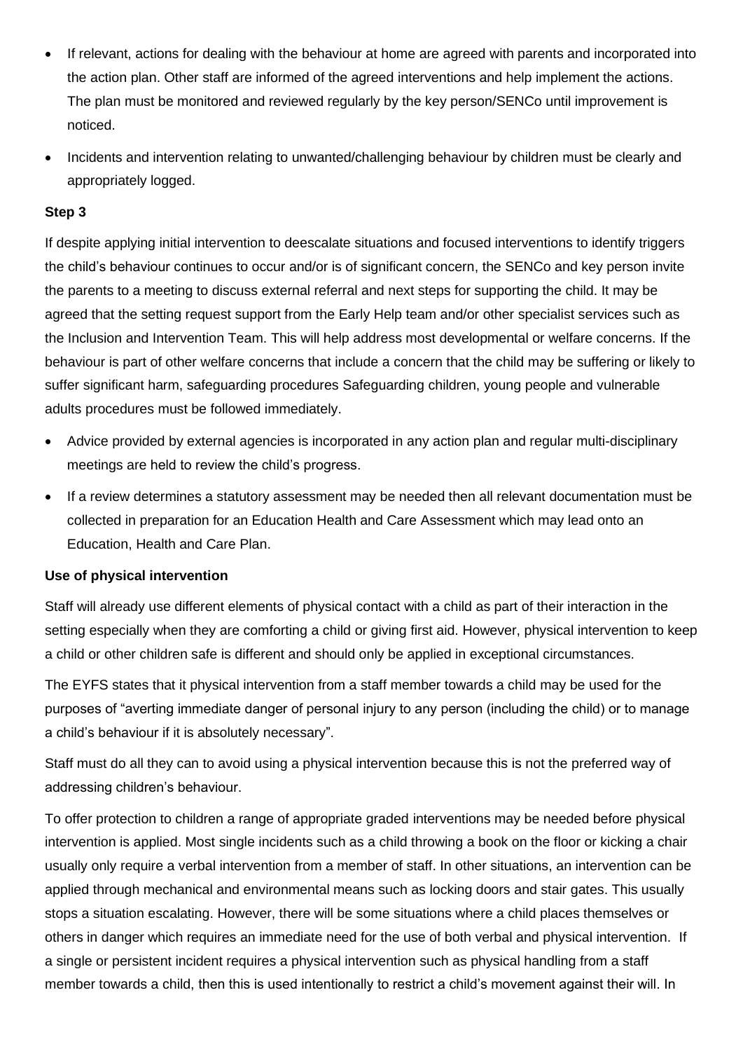- If relevant, actions for dealing with the behaviour at home are agreed with parents and incorporated into the action plan. Other staff are informed of the agreed interventions and help implement the actions. The plan must be monitored and reviewed regularly by the key person/SENCo until improvement is noticed.
- Incidents and intervention relating to unwanted/challenging behaviour by children must be clearly and appropriately logged.

**Step 3**

If despite applying initial intervention to deescalate situations and focused interventions to identify triggers the child's behaviour continues to occur and/or is of significant concern, the SENCo and key person invite the parents to a meeting to discuss external referral and next steps for supporting the child. It may be agreed that the setting request support from the Early Help team and/or other specialist services such as the Inclusion and Intervention Team. This will help address most developmental or welfare concerns. If the behaviour is part of other welfare concerns that include a concern that the child may be suffering or likely to suffer significant harm, safeguarding procedures Safeguarding children, young people and vulnerable adults procedures must be followed immediately.

- Advice provided by external agencies is incorporated in any action plan and regular multi-disciplinary meetings are held to review the child's progress.
- If a review determines a statutory assessment may be needed then all relevant documentation must be collected in preparation for an Education Health and Care Assessment which may lead onto an Education, Health and Care Plan.

**Use of physical intervention**

Staff will already use different elements of physical contact with a child as part of their interaction in the setting especially when they are comforting a child or giving first aid. However, physical intervention to keep a child or other children safe is different and should only be applied in exceptional circumstances.

The EYFS states that it physical intervention from a staff member towards a child may be used for the purposes of "averting immediate danger of personal injury to any person (including the child) or to manage a child's behaviour if it is absolutely necessary".

Staff must do all they can to avoid using a physical intervention because this is not the preferred way of addressing children's behaviour.

To offer protection to children a range of appropriate graded interventions may be needed before physical intervention is applied. Most single incidents such as a child throwing a book on the floor or kicking a chair usually only require a verbal intervention from a member of staff. In other situations, an intervention can be applied through mechanical and environmental means such as locking doors and stair gates. This usually stops a situation escalating. However, there will be some situations where a child places themselves or others in danger which requires an immediate need for the use of both verbal and physical intervention. If a single or persistent incident requires a physical intervention such as physical handling from a staff member towards a child, then this is used intentionally to restrict a child's movement against their will. In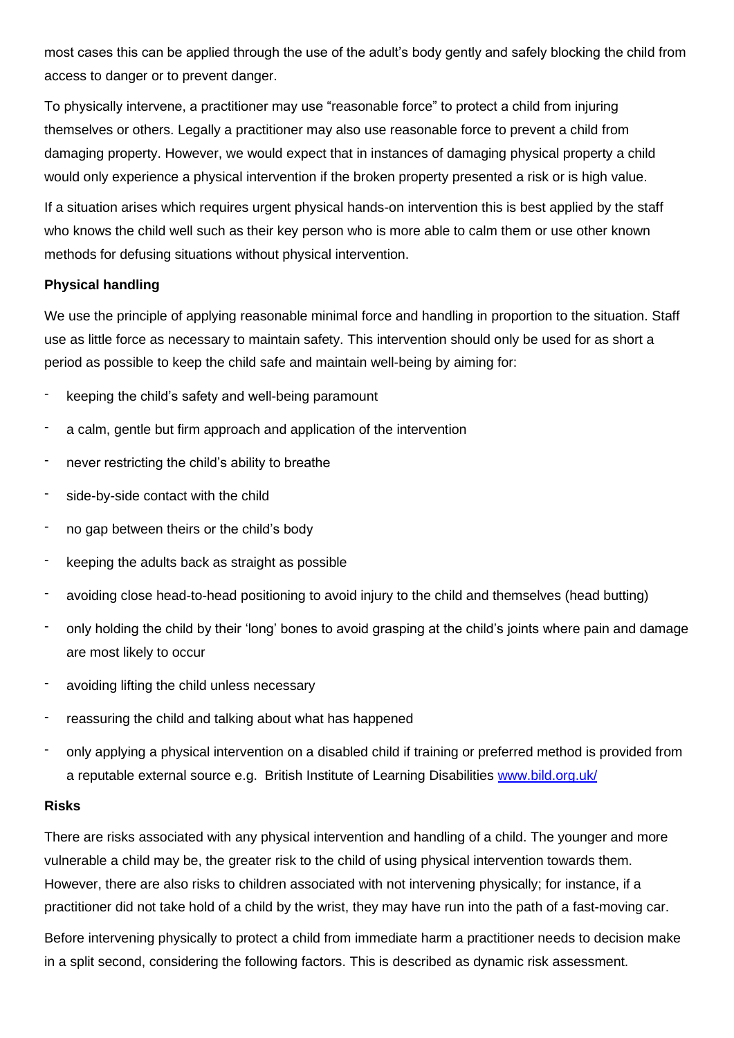most cases this can be applied through the use of the adult's body gently and safely blocking the child from access to danger or to prevent danger.

To physically intervene, a practitioner may use "reasonable force" to protect a child from injuring themselves or others. Legally a practitioner may also use reasonable force to prevent a child from damaging property. However, we would expect that in instances of damaging physical property a child would only experience a physical intervention if the broken property presented a risk or is high value.

If a situation arises which requires urgent physical hands-on intervention this is best applied by the staff who knows the child well such as their key person who is more able to calm them or use other known methods for defusing situations without physical intervention.

**Physical handling**

We use the principle of applying reasonable minimal force and handling in proportion to the situation. Staff use as little force as necessary to maintain safety. This intervention should only be used for as short a period as possible to keep the child safe and maintain well-being by aiming for:

- keeping the child's safety and well-being paramount
- a calm, gentle but firm approach and application of the intervention
- never restricting the child's ability to breathe
- side-by-side contact with the child
- no gap between theirs or the child's body
- keeping the adults back as straight as possible
- avoiding close head-to-head positioning to avoid injury to the child and themselves (head butting)
- only holding the child by their 'long' bones to avoid grasping at the child's joints where pain and damage are most likely to occur
- avoiding lifting the child unless necessary
- reassuring the child and talking about what has happened
- only applying a physical intervention on a disabled child if training or preferred method is provided from a reputable external source e.g. British Institute of Learning Disabilities [www.bild.org.uk/](www.bild.org.uk/)

**Risks**

There are risks associated with any physical intervention and handling of a child. The younger and more vulnerable a child may be, the greater risk to the child of using physical intervention towards them. However, there are also risks to children associated with not intervening physically; for instance, if a practitioner did not take hold of a child by the wrist, they may have run into the path of a fast-moving car.

Before intervening physically to protect a child from immediate harm a practitioner needs to decision make in a split second, considering the following factors. This is described as dynamic risk assessment.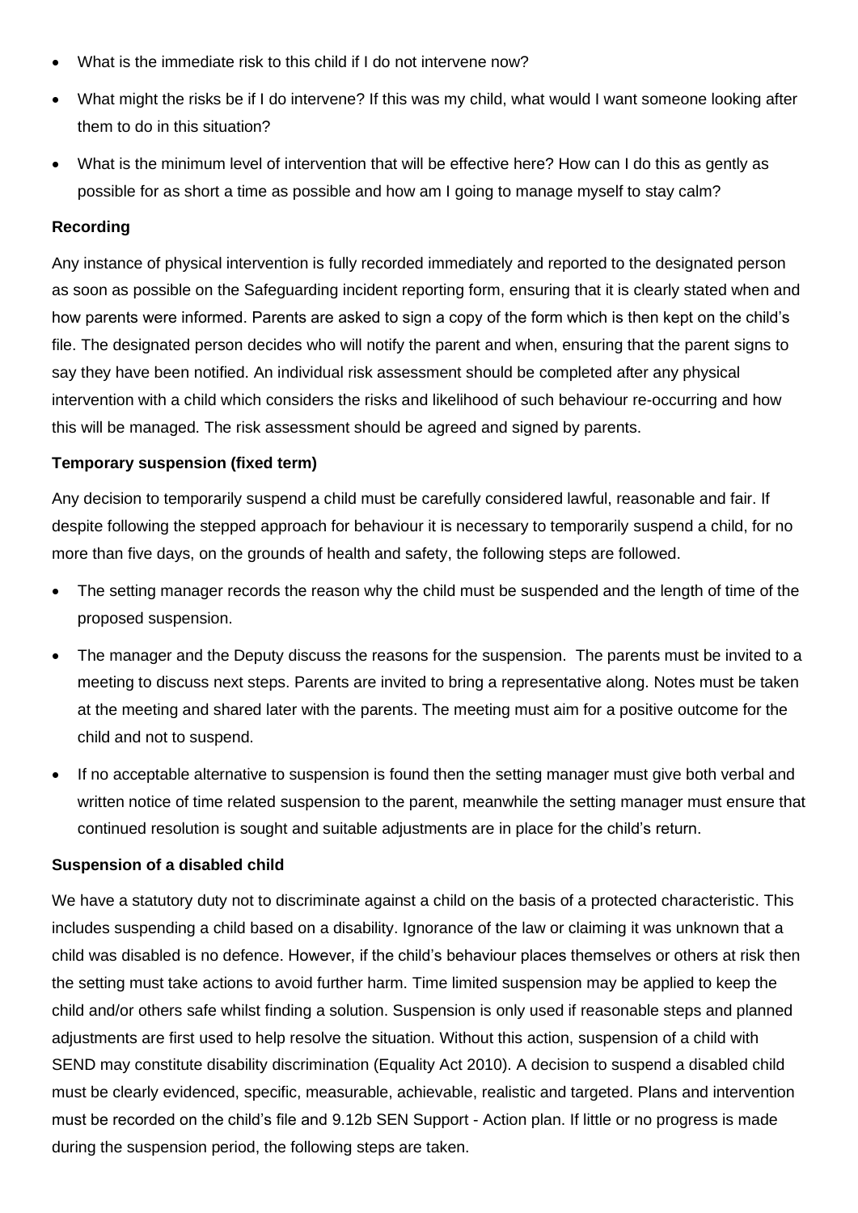- What is the immediate risk to this child if I do not intervene now?
- What might the risks be if I do intervene? If this was my child, what would I want someone looking after them to do in this situation?
- What is the minimum level of intervention that will be effective here? How can I do this as gently as possible for as short a time as possible and how am I going to manage myself to stay calm?

**Recording**

Any instance of physical intervention is fully recorded immediately and reported to the designated person as soon as possible on the Safeguarding incident reporting form, ensuring that it is clearly stated when and how parents were informed. Parents are asked to sign a copy of the form which is then kept on the child's file. The designated person decides who will notify the parent and when, ensuring that the parent signs to say they have been notified. An individual risk assessment should be completed after any physical intervention with a child which considers the risks and likelihood of such behaviour re-occurring and how this will be managed. The risk assessment should be agreed and signed by parents.

**Temporary suspension (fixed term)**

Any decision to temporarily suspend a child must be carefully considered lawful, reasonable and fair. If despite following the stepped approach for behaviour it is necessary to temporarily suspend a child, for no more than five days, on the grounds of health and safety, the following steps are followed.

- The setting manager records the reason why the child must be suspended and the length of time of the proposed suspension.
- The manager and the Deputy discuss the reasons for the suspension. The parents must be invited to a meeting to discuss next steps. Parents are invited to bring a representative along. Notes must be taken at the meeting and shared later with the parents. The meeting must aim for a positive outcome for the child and not to suspend.
- If no acceptable alternative to suspension is found then the setting manager must give both verbal and written notice of time related suspension to the parent, meanwhile the setting manager must ensure that continued resolution is sought and suitable adjustments are in place for the child's return.

**Suspension of a disabled child**

We have a statutory duty not to discriminate against a child on the basis of a protected characteristic. This includes suspending a child based on a disability. Ignorance of the law or claiming it was unknown that a child was disabled is no defence. However, if the child's behaviour places themselves or others at risk then the setting must take actions to avoid further harm. Time limited suspension may be applied to keep the child and/or others safe whilst finding a solution. Suspension is only used if reasonable steps and planned adjustments are first used to help resolve the situation. Without this action, suspension of a child with SEND may constitute disability discrimination (Equality Act 2010). A decision to suspend a disabled child must be clearly evidenced, specific, measurable, achievable, realistic and targeted. Plans and intervention must be recorded on the child's file and 9.12b SEN Support - Action plan. If little or no progress is made during the suspension period, the following steps are taken.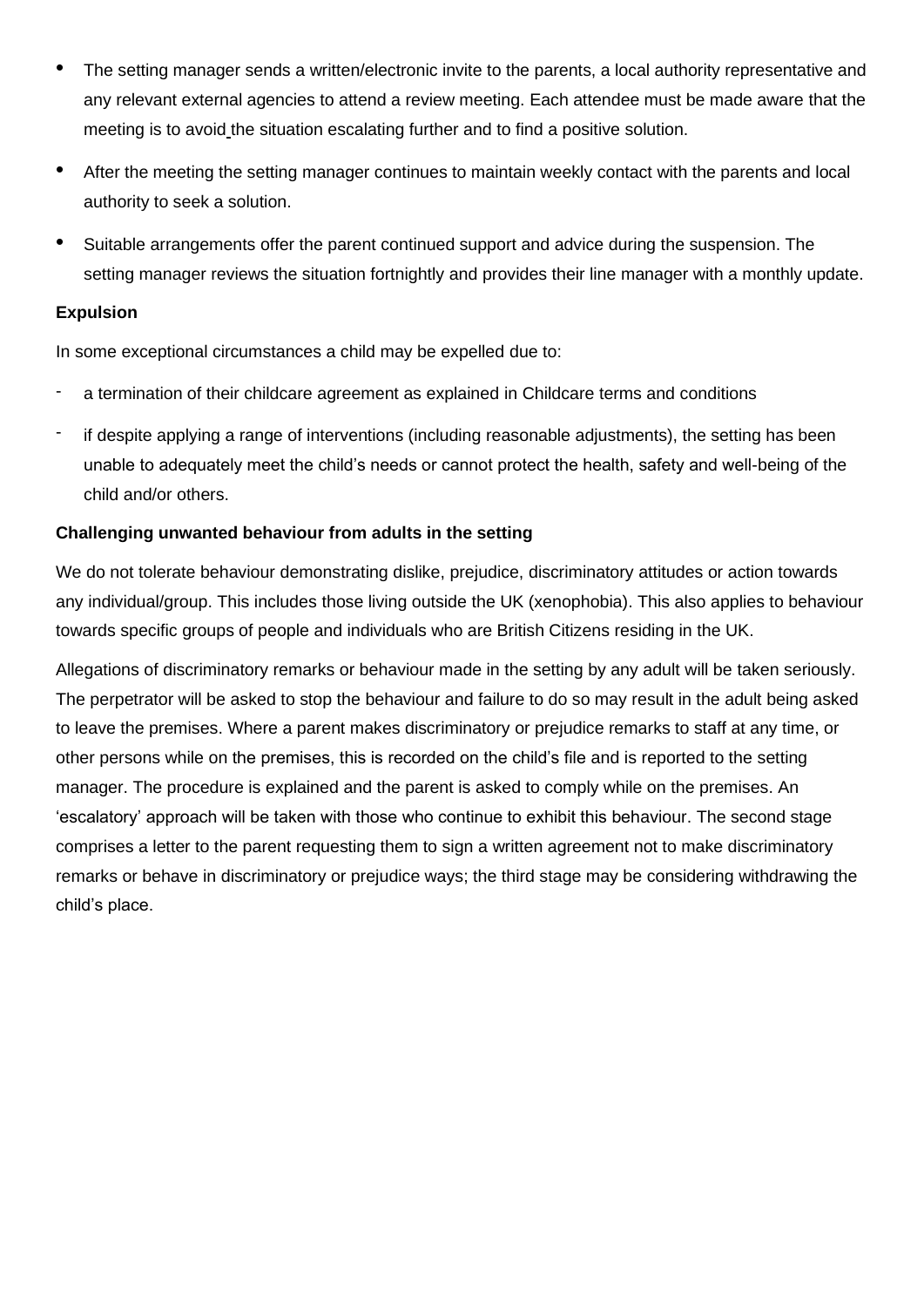- The setting manager sends a written/electronic invite to the parents, a local authority representative and any relevant external agencies to attend a review meeting. Each attendee must be made aware that the meeting is to avoid the situation escalating further and to find a positive solution.
- After the meeting the setting manager continues to maintain weekly contact with the parents and local authority to seek a solution.
- Suitable arrangements offer the parent continued support and advice during the suspension. The setting manager reviews the situation fortnightly and provides their line manager with a monthly update.

**Expulsion**

In some exceptional circumstances a child may be expelled due to:

- a termination of their childcare agreement as explained in Childcare terms and conditions
- if despite applying a range of interventions (including reasonable adjustments), the setting has been unable to adequately meet the child's needs or cannot protect the health, safety and well-being of the child and/or others.

**Challenging unwanted behaviour from adults in the setting**

We do not tolerate behaviour demonstrating dislike, prejudice, discriminatory attitudes or action towards any individual/group. This includes those living outside the UK (xenophobia). This also applies to behaviour towards specific groups of people and individuals who are British Citizens residing in the UK.

Allegations of discriminatory remarks or behaviour made in the setting by any adult will be taken seriously. The perpetrator will be asked to stop the behaviour and failure to do so may result in the adult being asked to leave the premises. Where a parent makes discriminatory or prejudice remarks to staff at any time, or other persons while on the premises, this is recorded on the child's file and is reported to the setting manager. The procedure is explained and the parent is asked to comply while on the premises. An 'escalatory' approach will be taken with those who continue to exhibit this behaviour. The second stage comprises a letter to the parent requesting them to sign a written agreement not to make discriminatory remarks or behave in discriminatory or prejudice ways; the third stage may be considering withdrawing the child's place.